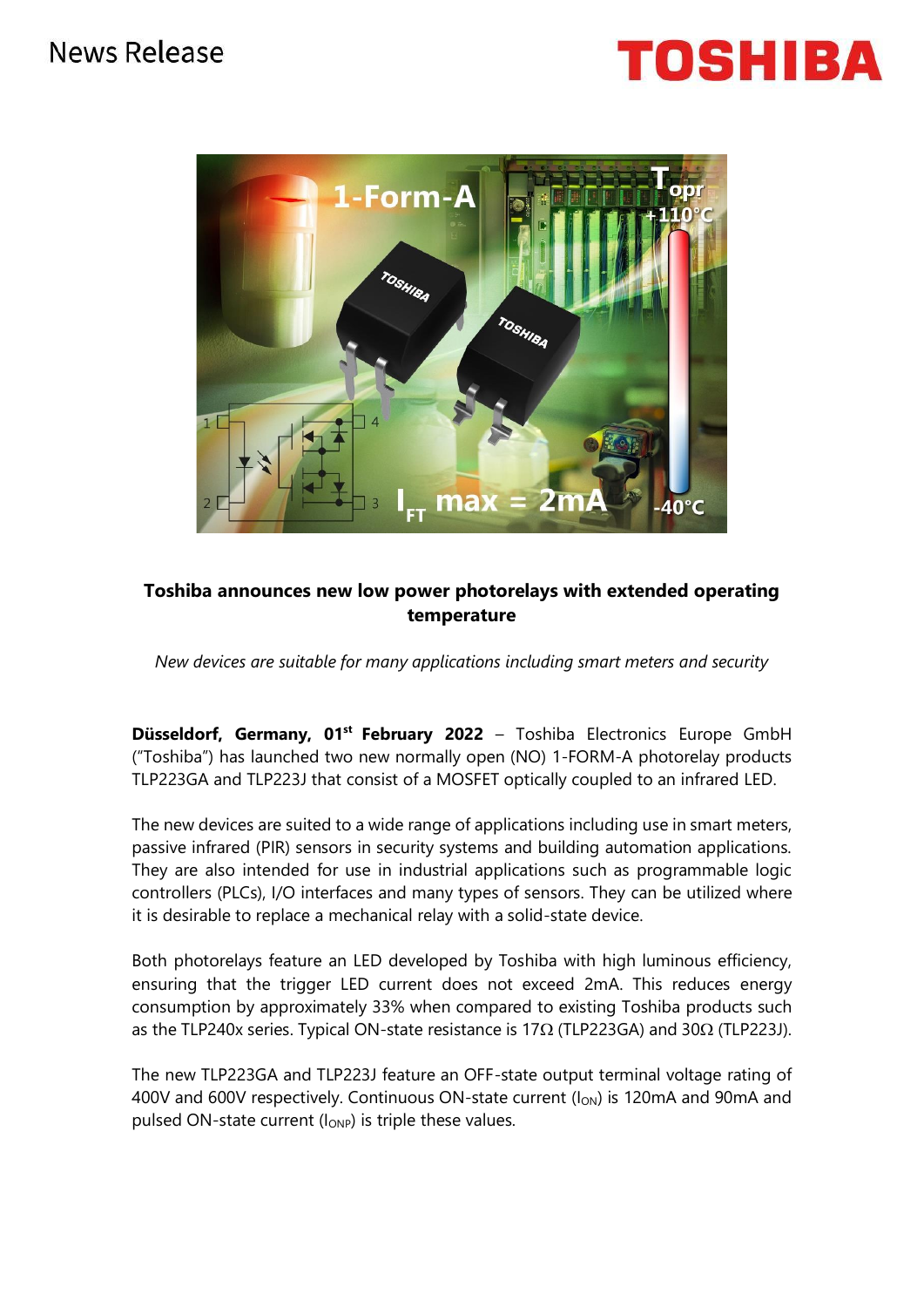News Release

**Toshiba announces new low power photorelays with extended operating temperature**

*New devices are suitable for many applications including smart meters and security*

**Düsseldorf, Germany, 01st February 2022** – Toshiba Electronics Europe GmbH ("Toshiba") has launched two new normally open (NO) 1-FORM-A photorelay products TLP223GA and TLP223J that consist of a MOSFET optically coupled to an infrared LED.

The new devices are suited to a wide range of applications including use in smart meters, passive infrared (PIR) sensors in security systems and building automation applications. They are also intended for use in industrial applications such as programmable logic controllers (PLCs), I/O interfaces and many types of sensors. They can be utilized where it is desirable to replace a mechanical relay with a solid-state device.

Both photorelays feature an LED developed by Toshiba with high luminous efficiency, ensuring that the trigger LED current does not exceed 2mA. This reduces energy consumption by approximately 33% when compared to existing Toshiba products such as the TLP240x series. Typical ON-state resistance is 17Ω (TLP223GA) and 30Ω (TLP223J).

The new TLP223GA and TLP223J feature an OFF-state output terminal voltage rating of 400V and 600V respectively. Continuous ON-state current ($I_{ON}$) is 120mA and 90mA and pulsed ON-state current ($I_{ONP}$) is triple these values.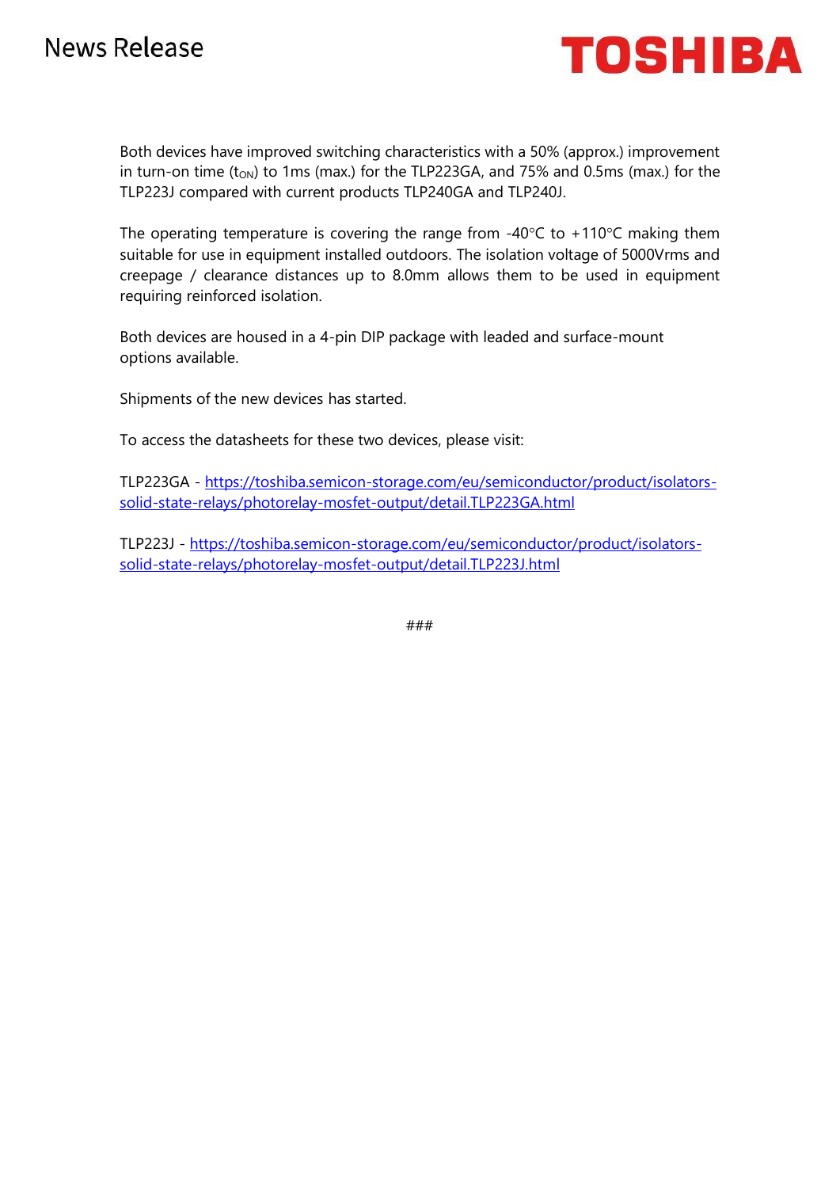Both devices have improved switching characteristics with a 50% (approx.) improvement in turn-on time ($t_{ON}$) to 1ms (max.) for the TLP223GA, and 75% and 0.5ms (max.) for the TLP223J compared with current products TLP240GA and TLP240J.

The operating temperature is covering the range from -40°C to +110°C making them suitable for use in equipment installed outdoors. The isolation voltage of 5000Vrms and creepage / clearance distances up to 8.0mm allows them to be used in equipment requiring reinforced isolation.

Both devices are housed in a 4-pin DIP package with leaded and surface-mount options available.

Shipments of the new devices has started.

To access the datasheets for these two devices, please visit:

TLP223GA - https://toshiba.semicon-storage.com/eu/semiconductor/product/isolators-solid-state-relays/photorelay-mosfet-output/detail.TLP223GA.html

TLP223J - https://toshiba.semicon-storage.com/eu/semiconductor/product/isolators-solid-state-relays/photorelay-mosfet-output/detail.TLP223J.html

###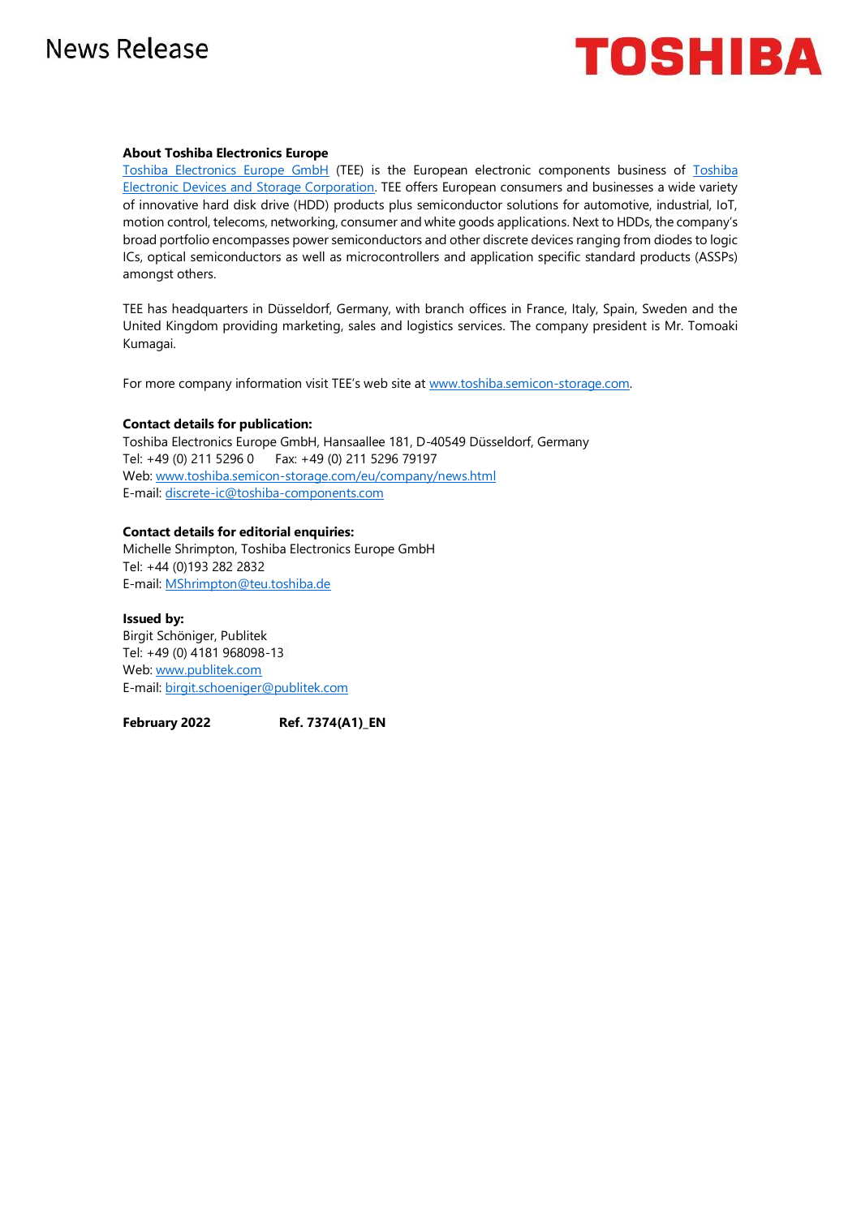**About Toshiba Electronics Europe**

Toshiba Electronics Europe GmbH (TEE) is the European electronic components business of Toshiba Electronic Devices and Storage Corporation. TEE offers European consumers and businesses a wide variety of innovative hard disk drive (HDD) products plus semiconductor solutions for automotive, industrial, IoT, motion control, telecoms, networking, consumer and white goods applications. Next to HDDs, the company's broad portfolio encompasses power semiconductors and other discrete devices ranging from diodes to logic ICs, optical semiconductors as well as microcontrollers and application specific standard products (ASSPs) amongst others.

TEE has headquarters in Düsseldorf, Germany, with branch offices in France, Italy, Spain, Sweden and the United Kingdom providing marketing, sales and logistics services. The company president is Mr. Tomoaki Kumagai.

For more company information visit TEE's web site at www.toshiba.semicon-storage.com.

**Contact details for publication:**

Toshiba Electronics Europe GmbH, Hansaallee 181, D-40549 Düsseldorf, Germany
Tel: +49 (0) 211 5296 0 Fax: +49 (0) 211 5296 79197
Web: www.toshiba.semicon-storage.com/eu/company/news.html
E-mail: discrete-ic@toshiba-components.com

**Contact details for editorial enquiries:**

Michelle Shrimpton, Toshiba Electronics Europe GmbH
Tel: +44 (0)193 282 2832
E-mail: MShrimpton@teu.toshiba.de

**Issued by:**

Birgit Schöniger, Publitek
Tel: +49 (0) 4181 968098-13
Web: www.publitek.com
E-mail: birgit.schoeniger@publitek.com

**February 2022** **Ref. 7374(A1)_EN**